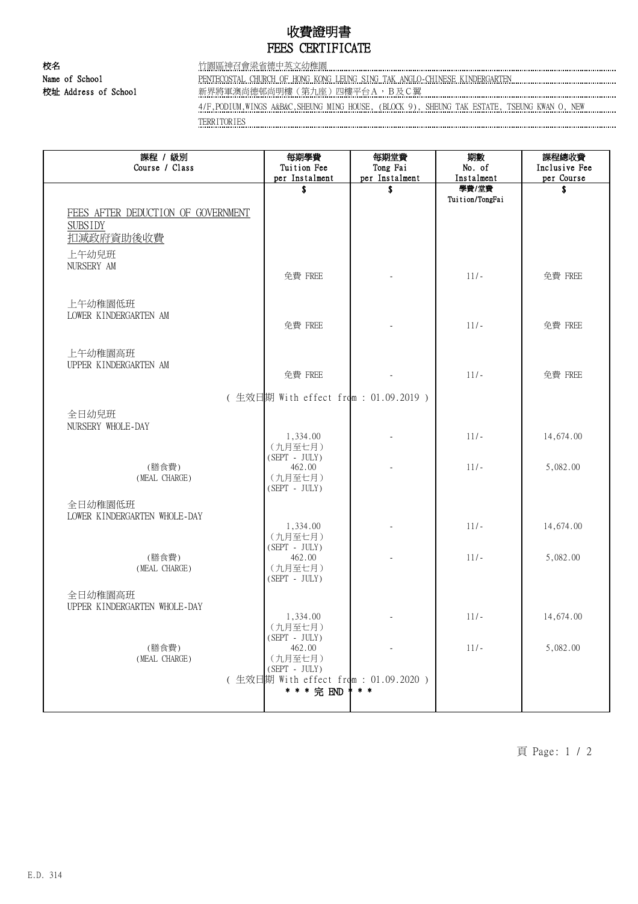# 收費證明書
# FEES CERTIFICATE

**校名** 竹園區神召會梁省德中英文幼稚園
**Name of School** PENTECOSTAL CHURCH OF HONG KONG LEUNG SING TAK ANGLO-CHINESE KINDERGARTEN
**校址 Address of School** 新界將軍澳尚德邨尚明樓（第九座）四樓平台A，B及C翼
4/F,PODIUM,WINGS A&B&C,SHEUNG MING HOUSE, (BLOCK 9), SHEUNG TAK ESTATE, TSEUNG KWAN O, NEW TERRITORIES

| 課程 / 級別 Course / Class | 每期學費 Tuition Fee per Instalment | 每期堂費 Tong Fai per Instalment | 期數 No. of Instalment | 課程總收費 Inclusive Fee per Course |
|---|---|---|---|---|
| | $ | $ | 學費/堂費 Tuition/TongFai | $ |
| FEES AFTER DEDUCTION OF GOVERNMENT SUBSIDY 扣減政府資助後收費 | | | | |
| 上午幼兒班 NURSERY AM | 免費 FREE | - | 11/- | 免費 FREE |
| 上午幼稚園低班 LOWER KINDERGARTEN AM | 免費 FREE | - | 11/- | 免費 FREE |
| 上午幼稚園高班 UPPER KINDERGARTEN AM | 免費 FREE | - | 11/- | 免費 FREE |
| ( 生效日期 With effect from : 01.09.2019 ) | | | | |
| 全日幼兒班 NURSERY WHOLE-DAY | 1,334.00 (九月至七月) (SEPT - JULY) | - | 11/- | 14,674.00 |
| (膳食費) (MEAL CHARGE) | 462.00 (九月至七月) (SEPT - JULY) | - | 11/- | 5,082.00 |
| 全日幼稚園低班 LOWER KINDERGARTEN WHOLE-DAY | 1,334.00 (九月至七月) (SEPT - JULY) | - | 11/- | 14,674.00 |
| (膳食費) (MEAL CHARGE) | 462.00 (九月至七月) (SEPT - JULY) | - | 11/- | 5,082.00 |
| 全日幼稚園高班 UPPER KINDERGARTEN WHOLE-DAY | 1,334.00 (九月至七月) (SEPT - JULY) | - | 11/- | 14,674.00 |
| (膳食費) (MEAL CHARGE) | 462.00 (九月至七月) (SEPT - JULY) | - | 11/- | 5,082.00 |
| ( 生效日期 With effect from : 01.09.2020 ) | | | | |
| * * * 完 END * * * | | | | |

E.D. 314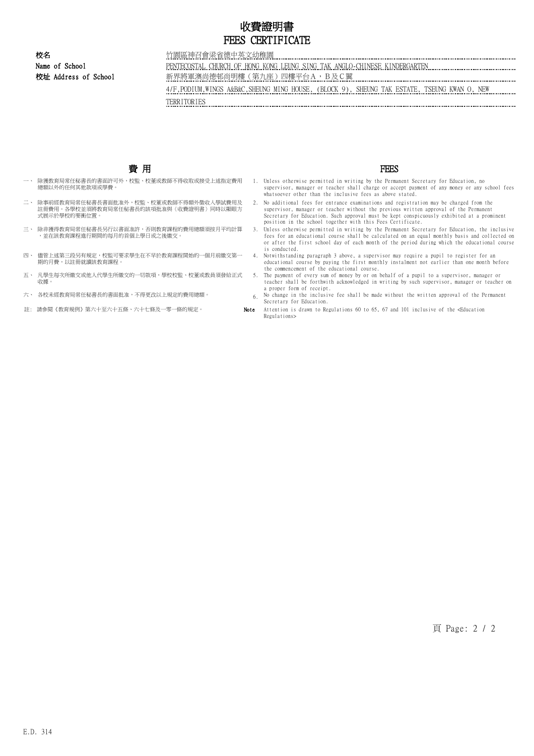# 收費證明書
# FEES CERTIFICATE

**校名** 竹園區神召會梁省德中英文幼稚園

**Name of School** PENTECOSTAL CHURCH OF HONG KONG LEUNG SING TAK ANGLO-CHINESE KINDERGARTEN

**校址 Address of School** 新界將軍澳尚德邨尚明樓（第九座）四樓平台A，B及C翼

4/F,PODIUM,WINGS A&B&C,SHEUNG MING HOUSE, (BLOCK 9), SHEUNG TAK ESTATE, TSEUNG KWAN O, NEW TERRITORIES

## 費 用

一、 除獲教育局常任秘書長的書面許可外，校監、校董或教師不得收取或接受上述指定費用總額以外的任何其他款項或學費。

二、 除事前經教育局常任秘書長書面批准外，校監、校董或教師不得額外徵收入學試費用及註冊費用。各學校並須將教育局常任秘書長的該項批准與〈收費證明書〉同時以顯眼方式展示於學校的要衝位置。

三、 除非獲得教育局常任秘書長另行以書面准許，否則教育課程的費用總額須按月平均計算，並在該教育課程進行期間的每月的首個上學日或之後繳交。

四、 儘管上述第三段另有規定，校監可要求學生在不早於教育課程開始的一個月前繳交第一期的月費，以註冊就讀該教育課程。

五、 凡學生每次所繳交或他人代學生所繳交的一切款項，學校校監、校董或教員須發給正式收據。

六、 各校未經教育局常任秘書長的書面批准，不得更改以上規定的費用總額。

註： 請參閱《教育規例》第六十至六十五條、六十七條及一零一條的規定。

## FEES

1. Unless otherwise permitted in writing by the Permanent Secretary for Education, no supervisor, manager or teacher shall charge or accept payment of any money or any school fees whatsoever other than the inclusive fees as above stated.
2. No additional fees for entrance examinations and registration may be charged from the supervisor, manager or teacher without the previous written approval of the Permanent Secretary for Education. Such approval must be kept conspicuously exhibited at a prominent position in the school together with this Fees Certificate.
3. Unless otherwise permitted in writing by the Permanent Secretary for Education, the inclusive fees for an educational course shall be calculated on an equal monthly basis and collected on or after the first school day of each month of the period during which the educational course is conducted.
4. Notwithstanding paragraph 3 above, a supervisor may require a pupil to register for an educational course by paying the first monthly instalment not earlier than one month before the commencement of the educational course.
5. The payment of every sum of money by or on behalf of a pupil to a supervisor, manager or teacher shall be forthwith acknowledged in writing by such supervisor, manager or teacher on a proper form of receipt.
6. No change in the inclusive fee shall be made without the written approval of the Permanent Secretary for Education.

**Note** Attention is drawn to Regulations 60 to 65, 67 and 101 inclusive of the <Education Regulations>

E.D. 314